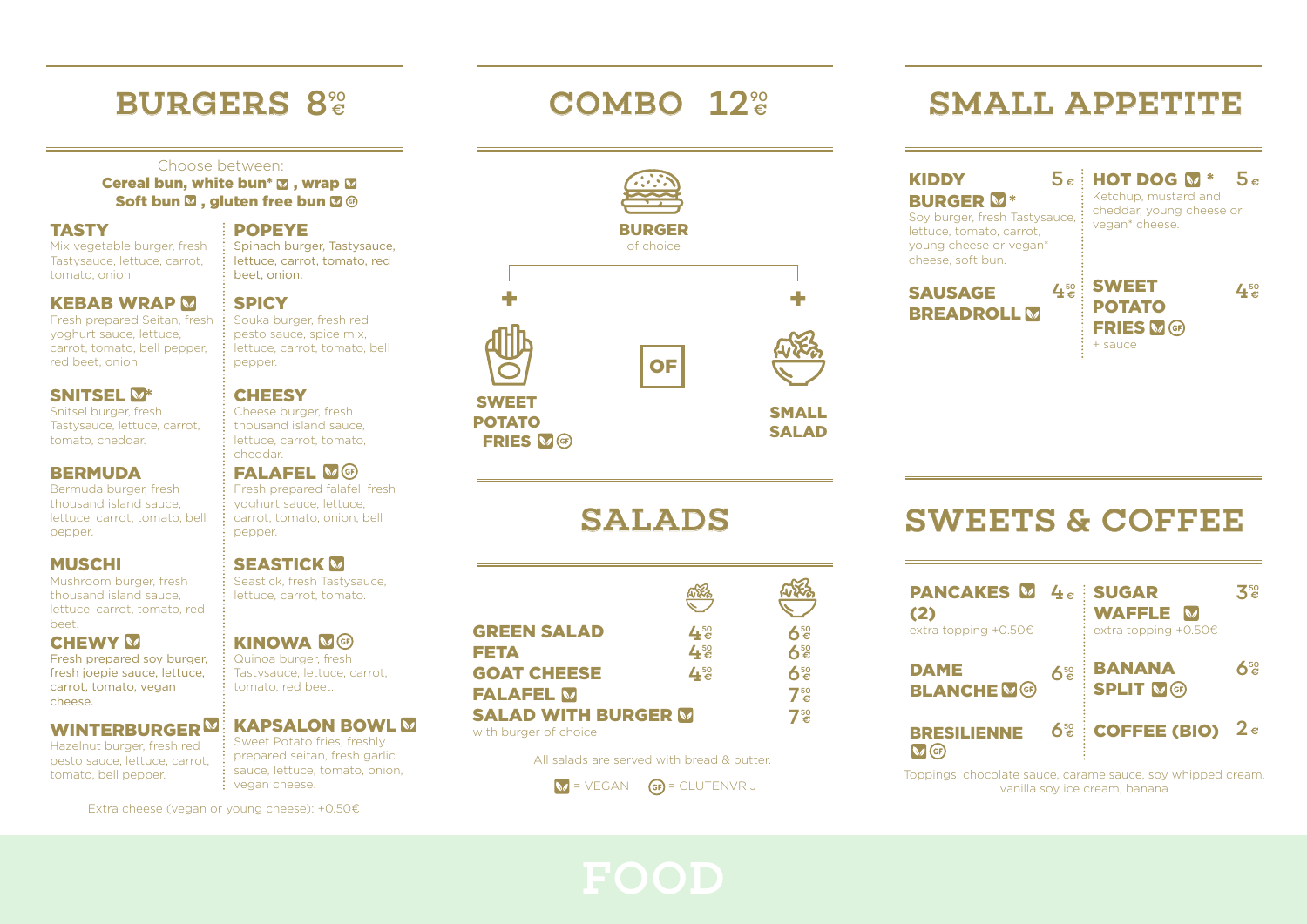## BURGERS 8,90 €

Choose between:
**Cereal bun, white bun* (V), wrap (V)**
**Soft bun (V), gluten free bun (V) (GF)**

**TASTY**
Mix vegetable burger, fresh Tastysauce, lettuce, carrot, tomato, onion.

**KEBAB WRAP (V)**
Fresh prepared Seitan, fresh yoghurt sauce, lettuce, carrot, tomato, bell pepper, red beet, onion.

**SNITSEL (V)***
Snitsel burger, fresh Tastysauce, lettuce, carrot, tomato, cheddar.

**BERMUDA**
Bermuda burger, fresh thousand island sauce, lettuce, carrot, tomato, bell pepper.

**MUSCHI**
Mushroom burger, fresh thousand island sauce, lettuce, carrot, tomato, red beet.

**CHEWY (V)**
Fresh prepared soy burger, fresh joepie sauce, lettuce, carrot, tomato, vegan cheese.

**WINTERBURGER (V)**
Hazelnut burger, fresh red pesto sauce, lettuce, carrot, tomato, bell pepper.

**POPEYE**
Spinach burger, Tastysauce, lettuce, carrot, tomato, red beet, onion.

**SPICY**
Souka burger, fresh red pesto sauce, spice mix, lettuce, carrot, tomato, bell pepper.

**CHEESY**
Cheese burger, fresh thousand island sauce, lettuce, carrot, tomato, cheddar.

**FALAFEL (V) (GF)**
Fresh prepared falafel, fresh yoghurt sauce, lettuce, carrot, tomato, onion, bell pepper.

**SEASTICK (V)**
Seastick, fresh Tastysauce, lettuce, carrot, tomato.

**KINOWA (V) (GF)**
Quinoa burger, fresh Tastysauce, lettuce, carrot, tomato, red beet.

**KAPSALON BOWL (V)**
Sweet Potato fries, freshly prepared seitan, fresh garlic sauce, lettuce, tomato, onion, vegan cheese.

Extra cheese (vegan or young cheese): +0.50€

## COMBO 12,90 €

**BURGER** of choice
\+ **SWEET POTATO FRIES (V) (GF)** OF **SMALL SALAD**

## SMALL APPETITE

| Item | Price |
|---|---|
| **KIDDY BURGER (V)*** — Soy burger, fresh Tastysauce, lettuce, tomato, carrot, young cheese or vegan* cheese, soft bun. | 5 € |
| **SAUSAGE BREADROLL (V)** | 4,50 € |
| **HOT DOG (V)*** — Ketchup, mustard and cheddar, young cheese or vegan* cheese. | 5 € |
| **SWEET POTATO FRIES (V) (GF)** — + sauce | 4,50 € |

## SALADS

| | Small | Large |
|---|---|---|
| **GREEN SALAD** | 4,50 € | 6,50 € |
| **FETA** | 4,50 € | 6,50 € |
| **GOAT CHEESE** | 4,50 € | 6,50 € |
| **FALAFEL (V)** | | 7,50 € |
| **SALAD WITH BURGER (V)** with burger of choice | | 7,50 € |

All salads are served with bread & butter.

(V) = VEGAN (GF) = GLUTENVRIJ

## SWEETS & COFFEE

| Item | Price |
|---|---|
| **PANCAKES (2) (V)** — extra topping +0.50€ | 4 € |
| **DAME BLANCHE (V) (GF)** | 6,50 € |
| **BRESILIENNE (V) (GF)** | 6,50 € |
| **SUGAR WAFFLE (V)** — extra topping +0.50€ | 3,50 € |
| **BANANA SPLIT (V) (GF)** | 6,50 € |
| **COFFEE (BIO)** | 2 € |

Toppings: chocolate sauce, caramelsauce, soy whipped cream, vanilla soy ice cream, banana

# FOOD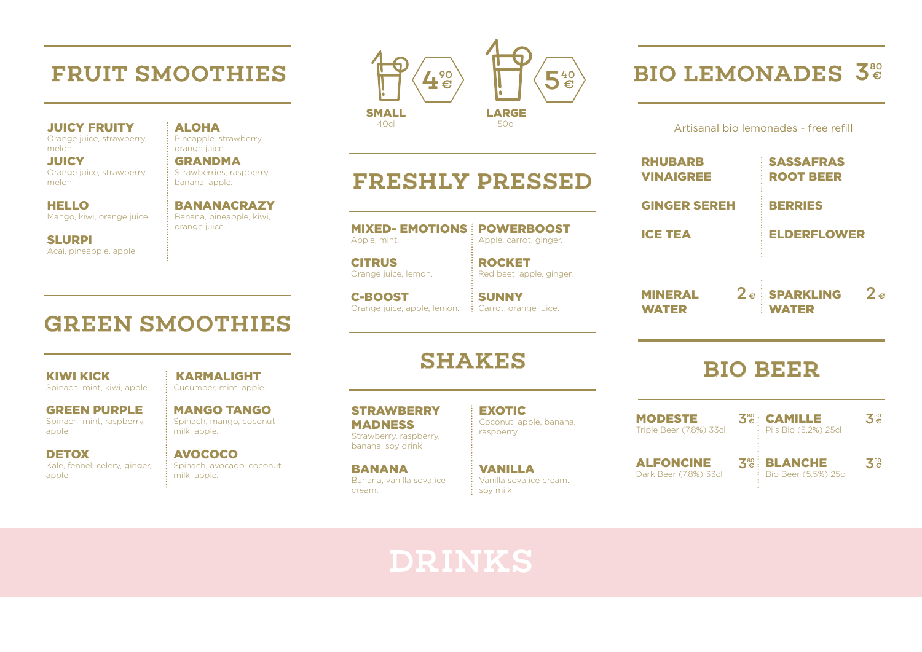# DRINKS

## FRUIT SMOOTHIES

**JUICY FRUITY**
Orange juice, strawberry, melon.

**JUICY**
Orange juice, strawberry, melon.

**HELLO**
Mango, kiwi, orange juice.

**SLURPI**
Acai, pineapple, apple.

**ALOHA**
Pineapple, strawberry, orange juice.

**GRANDMA**
Strawberries, raspberry, banana, apple.

**BANANACRAZY**
Banana, pineapple, kiwi, orange juice.

**SMALL** 40cl — 4,90 €

**LARGE** 50cl — 5,40 €

## GREEN SMOOTHIES

**KIWI KICK**
Spinach, mint, kiwi, apple.

**GREEN PURPLE**
Spinach, mint, raspberry, apple.

**DETOX**
Kale, fennel, celery, ginger, apple.

**KARMALIGHT**
Cucumber, mint, apple.

**MANGO TANGO**
Spinach, mango, coconut milk, apple.

**AVOCOCO**
Spinach, avocado, coconut milk, apple.

## FRESHLY PRESSED

**MIXED- EMOTIONS**
Apple, mint.

**CITRUS**
Orange juice, lemon.

**C-BOOST**
Orange juice, apple, lemon.

**POWERBOOST**
Apple, carrot, ginger.

**ROCKET**
Red beet, apple, ginger.

**SUNNY**
Carrot, orange juice.

## SHAKES

**STRAWBERRY MADNESS**
Strawberry, raspberry, banana, soy drink

**BANANA**
Banana, vanilla soya ice cream.

**EXOTIC**
Coconut, apple, banana, raspberry.

**VANILLA**
Vanilla soya ice cream. soy milk

## BIO LEMONADES 3,80 €

Artisanal bio lemonades - free refill

**RHUBARB VINAIGREE**

**GINGER SEREH**

**ICE TEA**

**SASSAFRAS ROOT BEER**

**BERRIES**

**ELDERFLOWER**

**MINERAL WATER** 2 €

**SPARKLING WATER** 2 €

## BIO BEER

**MODESTE** 3,80 €
Triple Beer (7.8%) 33cl

**ALFONCINE** 3,80 €
Dark Beer (7.8%) 33cl

**CAMILLE** 3,50 €
Pils Bio (5.2%) 25cl

**BLANCHE** 3,50 €
Bio Beer (5.5%) 25cl